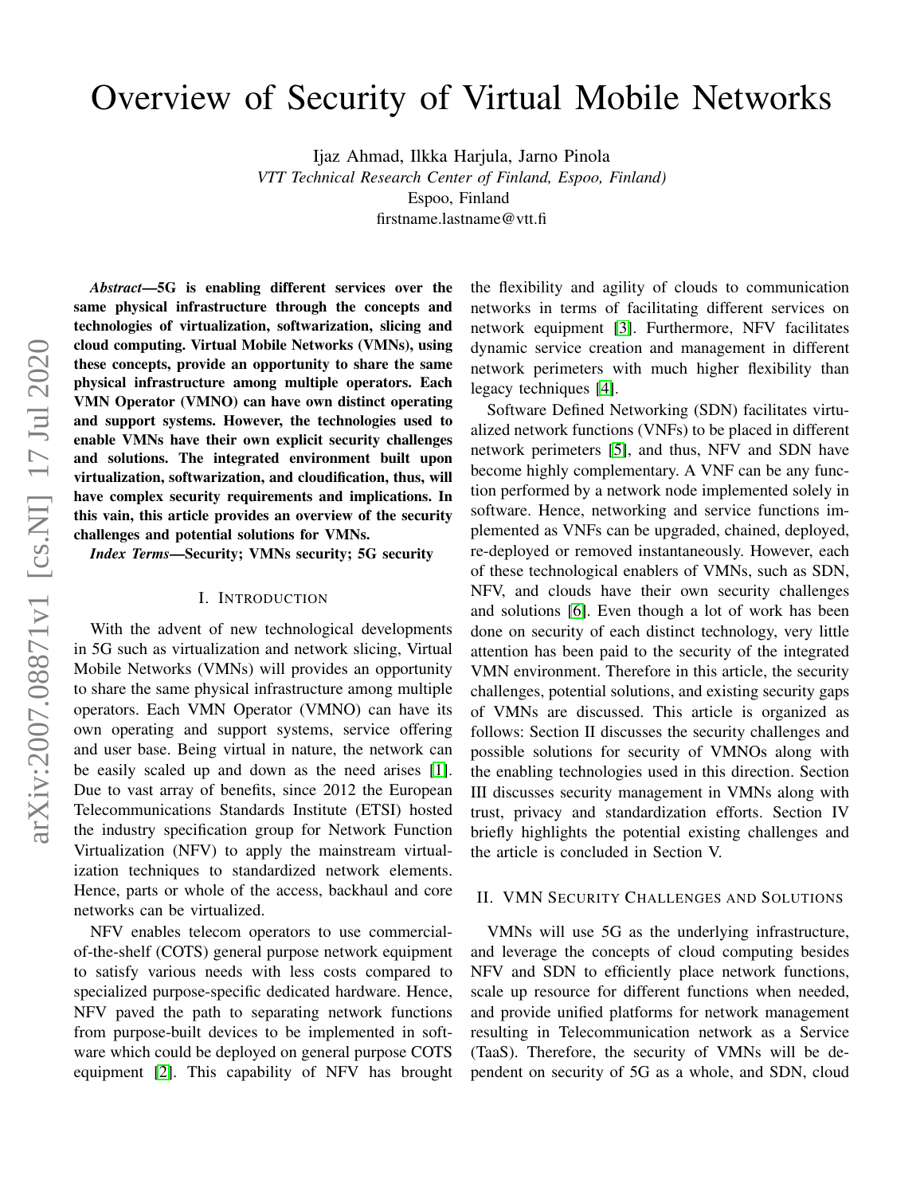# Overview of Security of Virtual Mobile Networks

Ijaz Ahmad, Ilkka Harjula, Jarno Pinola
*VTT Technical Research Center of Finland, Espoo, Finland)*
Espoo, Finland
firstname.lastname@vtt.fi

***Abstract*—5G is enabling different services over the same physical infrastructure through the concepts and technologies of virtualization, softwarization, slicing and cloud computing. Virtual Mobile Networks (VMNs), using these concepts, provide an opportunity to share the same physical infrastructure among multiple operators. Each VMN Operator (VMNO) can have own distinct operating and support systems. However, the technologies used to enable VMNs have their own explicit security challenges and solutions. The integrated environment built upon virtualization, softwarization, and cloudification, thus, will have complex security requirements and implications. In this vain, this article provides an overview of the security challenges and potential solutions for VMNs.**

***Index Terms*—Security; VMNs security; 5G security**

## I. Introduction

With the advent of new technological developments in 5G such as virtualization and network slicing, Virtual Mobile Networks (VMNs) will provides an opportunity to share the same physical infrastructure among multiple operators. Each VMN Operator (VMNO) can have its own operating and support systems, service offering and user base. Being virtual in nature, the network can be easily scaled up and down as the need arises [1]. Due to vast array of benefits, since 2012 the European Telecommunications Standards Institute (ETSI) hosted the industry specification group for Network Function Virtualization (NFV) to apply the mainstream virtualization techniques to standardized network elements. Hence, parts or whole of the access, backhaul and core networks can be virtualized.

NFV enables telecom operators to use commercial-of-the-shelf (COTS) general purpose network equipment to satisfy various needs with less costs compared to specialized purpose-specific dedicated hardware. Hence, NFV paved the path to separating network functions from purpose-built devices to be implemented in software which could be deployed on general purpose COTS equipment [2]. This capability of NFV has brought the flexibility and agility of clouds to communication networks in terms of facilitating different services on network equipment [3]. Furthermore, NFV facilitates dynamic service creation and management in different network perimeters with much higher flexibility than legacy techniques [4].

Software Defined Networking (SDN) facilitates virtualized network functions (VNFs) to be placed in different network perimeters [5], and thus, NFV and SDN have become highly complementary. A VNF can be any function performed by a network node implemented solely in software. Hence, networking and service functions implemented as VNFs can be upgraded, chained, deployed, re-deployed or removed instantaneously. However, each of these technological enablers of VMNs, such as SDN, NFV, and clouds have their own security challenges and solutions [6]. Even though a lot of work has been done on security of each distinct technology, very little attention has been paid to the security of the integrated VMN environment. Therefore in this article, the security challenges, potential solutions, and existing security gaps of VMNs are discussed. This article is organized as follows: Section II discusses the security challenges and possible solutions for security of VMNOs along with the enabling technologies used in this direction. Section III discusses security management in VMNs along with trust, privacy and standardization efforts. Section IV briefly highlights the potential existing challenges and the article is concluded in Section V.

## II. VMN Security Challenges and Solutions

VMNs will use 5G as the underlying infrastructure, and leverage the concepts of cloud computing besides NFV and SDN to efficiently place network functions, scale up resource for different functions when needed, and provide unified platforms for network management resulting in Telecommunication network as a Service (TaaS). Therefore, the security of VMNs will be dependent on security of 5G as a whole, and SDN, cloud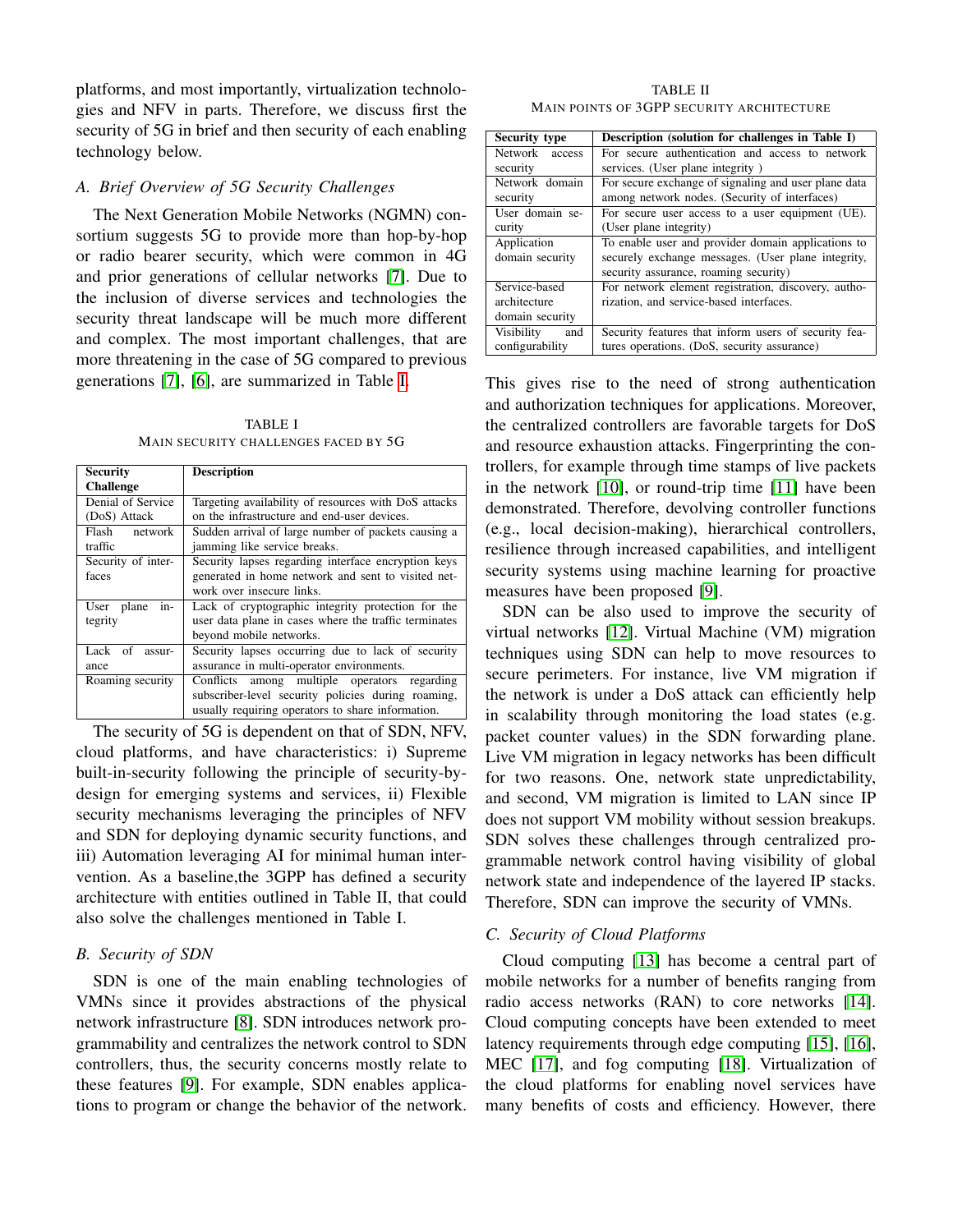platforms, and most importantly, virtualization technologies and NFV in parts. Therefore, we discuss first the security of 5G in brief and then security of each enabling technology below.

### A. Brief Overview of 5G Security Challenges

The Next Generation Mobile Networks (NGMN) consortium suggests 5G to provide more than hop-by-hop or radio bearer security, which were common in 4G and prior generations of cellular networks [7]. Due to the inclusion of diverse services and technologies the security threat landscape will be much more different and complex. The most important challenges, that are more threatening in the case of 5G compared to previous generations [7], [6], are summarized in Table I.

TABLE I
MAIN SECURITY CHALLENGES FACED BY 5G

| Security Challenge | Description |
|---|---|
| Denial of Service (DoS) Attack | Targeting availability of resources with DoS attacks on the infrastructure and end-user devices. |
| Flash network traffic | Sudden arrival of large number of packets causing a jamming like service breaks. |
| Security of interfaces | Security lapses regarding interface encryption keys generated in home network and sent to visited network over insecure links. |
| User plane integrity | Lack of cryptographic integrity protection for the user data plane in cases where the traffic terminates beyond mobile networks. |
| Lack of assurance | Security lapses occurring due to lack of security assurance in multi-operator environments. |
| Roaming security | Conflicts among multiple operators regarding subscriber-level security policies during roaming, usually requiring operators to share information. |

The security of 5G is dependent on that of SDN, NFV, cloud platforms, and have characteristics: i) Supreme built-in-security following the principle of security-by-design for emerging systems and services, ii) Flexible security mechanisms leveraging the principles of NFV and SDN for deploying dynamic security functions, and iii) Automation leveraging AI for minimal human intervention. As a baseline,the 3GPP has defined a security architecture with entities outlined in Table II, that could also solve the challenges mentioned in Table I.

TABLE II
MAIN POINTS OF 3GPP SECURITY ARCHITECTURE

| Security type | Description (solution for challenges in Table I) |
|---|---|
| Network access security | For secure authentication and access to network services. (User plane integrity ) |
| Network domain security | For secure exchange of signaling and user plane data among network nodes. (Security of interfaces) |
| User domain security | For secure user access to a user equipment (UE). (User plane integrity) |
| Application domain security | To enable user and provider domain applications to securely exchange messages. (User plane integrity, security assurance, roaming security) |
| Service-based architecture domain security | For network element registration, discovery, authorization, and service-based interfaces. |
| Visibility and configurability | Security features that inform users of security features operations. (DoS, security assurance) |

### B. Security of SDN

SDN is one of the main enabling technologies of VMNs since it provides abstractions of the physical network infrastructure [8]. SDN introduces network programmability and centralizes the network control to SDN controllers, thus, the security concerns mostly relate to these features [9]. For example, SDN enables applications to program or change the behavior of the network. This gives rise to the need of strong authentication and authorization techniques for applications. Moreover, the centralized controllers are favorable targets for DoS and resource exhaustion attacks. Fingerprinting the controllers, for example through time stamps of live packets in the network [10], or round-trip time [11] have been demonstrated. Therefore, devolving controller functions (e.g., local decision-making), hierarchical controllers, resilience through increased capabilities, and intelligent security systems using machine learning for proactive measures have been proposed [9].

SDN can be also used to improve the security of virtual networks [12]. Virtual Machine (VM) migration techniques using SDN can help to move resources to secure perimeters. For instance, live VM migration if the network is under a DoS attack can efficiently help in scalability through monitoring the load states (e.g. packet counter values) in the SDN forwarding plane. Live VM migration in legacy networks has been difficult for two reasons. One, network state unpredictability, and second, VM migration is limited to LAN since IP does not support VM mobility without session breakups. SDN solves these challenges through centralized programmable network control having visibility of global network state and independence of the layered IP stacks. Therefore, SDN can improve the security of VMNs.

### C. Security of Cloud Platforms

Cloud computing [13] has become a central part of mobile networks for a number of benefits ranging from radio access networks (RAN) to core networks [14]. Cloud computing concepts have been extended to meet latency requirements through edge computing [15], [16], MEC [17], and fog computing [18]. Virtualization of the cloud platforms for enabling novel services have many benefits of costs and efficiency. However, there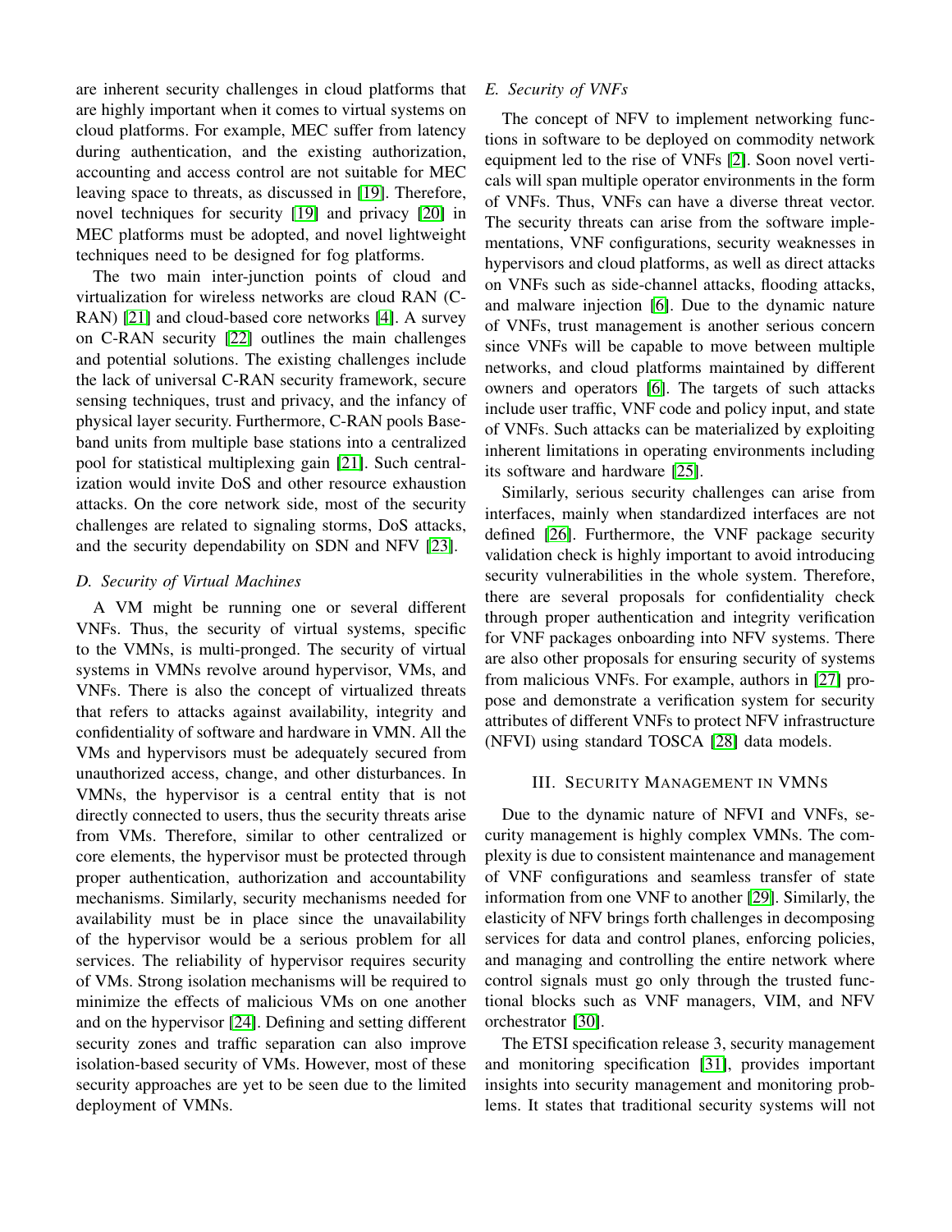are inherent security challenges in cloud platforms that are highly important when it comes to virtual systems on cloud platforms. For example, MEC suffer from latency during authentication, and the existing authorization, accounting and access control are not suitable for MEC leaving space to threats, as discussed in [19]. Therefore, novel techniques for security [19] and privacy [20] in MEC platforms must be adopted, and novel lightweight techniques need to be designed for fog platforms.

The two main inter-junction points of cloud and virtualization for wireless networks are cloud RAN (C-RAN) [21] and cloud-based core networks [4]. A survey on C-RAN security [22] outlines the main challenges and potential solutions. The existing challenges include the lack of universal C-RAN security framework, secure sensing techniques, trust and privacy, and the infancy of physical layer security. Furthermore, C-RAN pools Baseband units from multiple base stations into a centralized pool for statistical multiplexing gain [21]. Such centralization would invite DoS and other resource exhaustion attacks. On the core network side, most of the security challenges are related to signaling storms, DoS attacks, and the security dependability on SDN and NFV [23].

### *D. Security of Virtual Machines*

A VM might be running one or several different VNFs. Thus, the security of virtual systems, specific to the VMNs, is multi-pronged. The security of virtual systems in VMNs revolve around hypervisor, VMs, and VNFs. There is also the concept of virtualized threats that refers to attacks against availability, integrity and confidentiality of software and hardware in VMN. All the VMs and hypervisors must be adequately secured from unauthorized access, change, and other disturbances. In VMNs, the hypervisor is a central entity that is not directly connected to users, thus the security threats arise from VMs. Therefore, similar to other centralized or core elements, the hypervisor must be protected through proper authentication, authorization and accountability mechanisms. Similarly, security mechanisms needed for availability must be in place since the unavailability of the hypervisor would be a serious problem for all services. The reliability of hypervisor requires security of VMs. Strong isolation mechanisms will be required to minimize the effects of malicious VMs on one another and on the hypervisor [24]. Defining and setting different security zones and traffic separation can also improve isolation-based security of VMs. However, most of these security approaches are yet to be seen due to the limited deployment of VMNs.

### *E. Security of VNFs*

The concept of NFV to implement networking functions in software to be deployed on commodity network equipment led to the rise of VNFs [2]. Soon novel verticals will span multiple operator environments in the form of VNFs. Thus, VNFs can have a diverse threat vector. The security threats can arise from the software implementations, VNF configurations, security weaknesses in hypervisors and cloud platforms, as well as direct attacks on VNFs such as side-channel attacks, flooding attacks, and malware injection [6]. Due to the dynamic nature of VNFs, trust management is another serious concern since VNFs will be capable to move between multiple networks, and cloud platforms maintained by different owners and operators [6]. The targets of such attacks include user traffic, VNF code and policy input, and state of VNFs. Such attacks can be materialized by exploiting inherent limitations in operating environments including its software and hardware [25].

Similarly, serious security challenges can arise from interfaces, mainly when standardized interfaces are not defined [26]. Furthermore, the VNF package security validation check is highly important to avoid introducing security vulnerabilities in the whole system. Therefore, there are several proposals for confidentiality check through proper authentication and integrity verification for VNF packages onboarding into NFV systems. There are also other proposals for ensuring security of systems from malicious VNFs. For example, authors in [27] propose and demonstrate a verification system for security attributes of different VNFs to protect NFV infrastructure (NFVI) using standard TOSCA [28] data models.

## III. Security Management in VMNs

Due to the dynamic nature of NFVI and VNFs, security management is highly complex VMNs. The complexity is due to consistent maintenance and management of VNF configurations and seamless transfer of state information from one VNF to another [29]. Similarly, the elasticity of NFV brings forth challenges in decomposing services for data and control planes, enforcing policies, and managing and controlling the entire network where control signals must go only through the trusted functional blocks such as VNF managers, VIM, and NFV orchestrator [30].

The ETSI specification release 3, security management and monitoring specification [31], provides important insights into security management and monitoring problems. It states that traditional security systems will not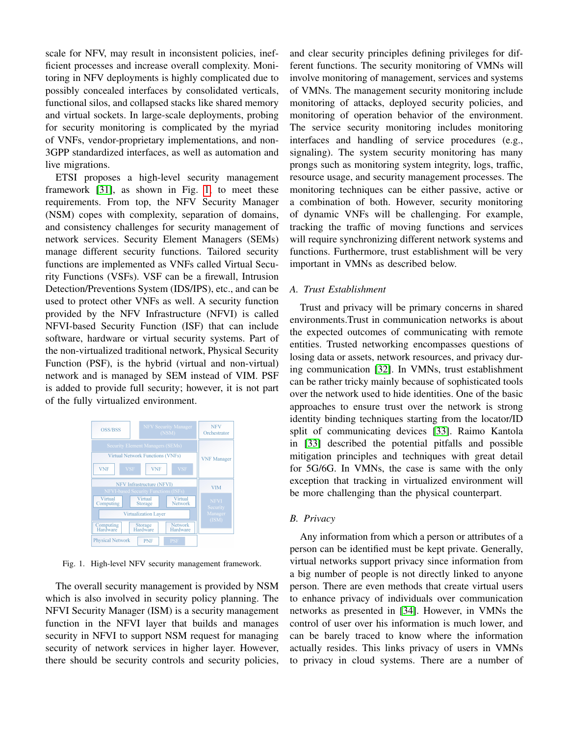scale for NFV, may result in inconsistent policies, inefficient processes and increase overall complexity. Monitoring in NFV deployments is highly complicated due to possibly concealed interfaces by consolidated verticals, functional silos, and collapsed stacks like shared memory and virtual sockets. In large-scale deployments, probing for security monitoring is complicated by the myriad of VNFs, vendor-proprietary implementations, and non-3GPP standardized interfaces, as well as automation and live migrations.

ETSI proposes a high-level security management framework [31], as shown in Fig. 1, to meet these requirements. From top, the NFV Security Manager (NSM) copes with complexity, separation of domains, and consistency challenges for security management of network services. Security Element Managers (SEMs) manage different security functions. Tailored security functions are implemented as VNFs called Virtual Security Functions (VSFs). VSF can be a firewall, Intrusion Detection/Preventions System (IDS/IPS), etc., and can be used to protect other VNFs as well. A security function provided by the NFV Infrastructure (NFVI) is called NFVI-based Security Function (ISF) that can include software, hardware or virtual security systems. Part of the non-virtualized traditional network, Physical Security Function (PSF), is the hybrid (virtual and non-virtual) network and is managed by SEM instead of VIM. PSF is added to provide full security; however, it is not part of the fully virtualized environment.

| OSS/BSS | NFV Security Manager (NSM) | NFV Orchestrator |
|---|---|---|
| Security Element Managers (SEMs) | | VNF Manager |
| Virtual Network Functions (VNFs): VNF, VSF, VNF, VSF | | |
| NFV Infrastructure (NFVI) / NFVI-based Security Functions (ISFs): Virtual Computing, Virtual Storage, Virtual Network; Virtualization Layer; Computing Hardware, Storage Hardware, Network Hardware | | VIM; NFVI Security Manager (ISM) |
| Physical Network: PNF, PSF | | |

Fig. 1. High-level NFV security management framework.

The overall security management is provided by NSM which is also involved in security policy planning. The NFVI Security Manager (ISM) is a security management function in the NFVI layer that builds and manages security in NFVI to support NSM request for managing security of network services in higher layer. However, there should be security controls and security policies, and clear security principles defining privileges for different functions. The security monitoring of VMNs will involve monitoring of management, services and systems of VMNs. The management security monitoring include monitoring of attacks, deployed security policies, and monitoring of operation behavior of the environment. The service security monitoring includes monitoring interfaces and handling of service procedures (e.g., signaling). The system security monitoring has many prongs such as monitoring system integrity, logs, traffic, resource usage, and security management processes. The monitoring techniques can be either passive, active or a combination of both. However, security monitoring of dynamic VNFs will be challenging. For example, tracking the traffic of moving functions and services will require synchronizing different network systems and functions. Furthermore, trust establishment will be very important in VMNs as described below.

### A. Trust Establishment

Trust and privacy will be primary concerns in shared environments.Trust in communication networks is about the expected outcomes of communicating with remote entities. Trusted networking encompasses questions of losing data or assets, network resources, and privacy during communication [32]. In VMNs, trust establishment can be rather tricky mainly because of sophisticated tools over the network used to hide identities. One of the basic approaches to ensure trust over the network is strong identity binding techniques starting from the locator/ID split of communicating devices [33]. Raimo Kantola in [33] described the potential pitfalls and possible mitigation principles and techniques with great detail for 5G/6G. In VMNs, the case is same with the only exception that tracking in virtualized environment will be more challenging than the physical counterpart.

### B. Privacy

Any information from which a person or attributes of a person can be identified must be kept private. Generally, virtual networks support privacy since information from a big number of people is not directly linked to anyone person. There are even methods that create virtual users to enhance privacy of individuals over communication networks as presented in [34]. However, in VMNs the control of user over his information is much lower, and can be barely traced to know where the information actually resides. This links privacy of users in VMNs to privacy in cloud systems. There are a number of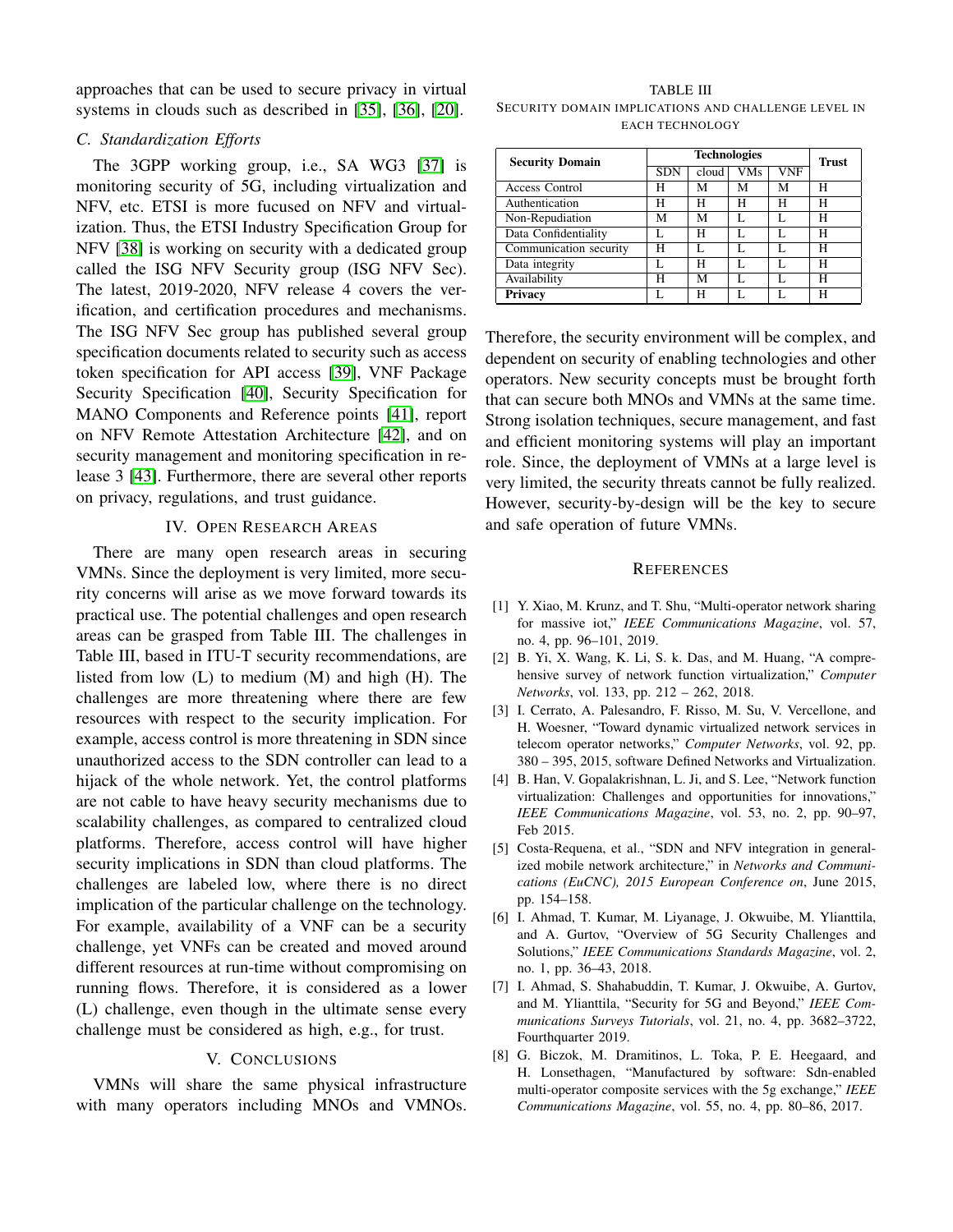approaches that can be used to secure privacy in virtual systems in clouds such as described in [35], [36], [20].

### C. Standardization Efforts

The 3GPP working group, i.e., SA WG3 [37] is monitoring security of 5G, including virtualization and NFV, etc. ETSI is more fucused on NFV and virtualization. Thus, the ETSI Industry Specification Group for NFV [38] is working on security with a dedicated group called the ISG NFV Security group (ISG NFV Sec). The latest, 2019-2020, NFV release 4 covers the verification, and certification procedures and mechanisms. The ISG NFV Sec group has published several group specification documents related to security such as access token specification for API access [39], VNF Package Security Specification [40], Security Specification for MANO Components and Reference points [41], report on NFV Remote Attestation Architecture [42], and on security management and monitoring specification in release 3 [43]. Furthermore, there are several other reports on privacy, regulations, and trust guidance.

## IV. Open Research Areas

There are many open research areas in securing VMNs. Since the deployment is very limited, more security concerns will arise as we move forward towards its practical use. The potential challenges and open research areas can be grasped from Table III. The challenges in Table III, based in ITU-T security recommendations, are listed from low (L) to medium (M) and high (H). The challenges are more threatening where there are few resources with respect to the security implication. For example, access control is more threatening in SDN since unauthorized access to the SDN controller can lead to a hijack of the whole network. Yet, the control platforms are not cable to have heavy security mechanisms due to scalability challenges, as compared to centralized cloud platforms. Therefore, access control will have higher security implications in SDN than cloud platforms. The challenges are labeled low, where there is no direct implication of the particular challenge on the technology. For example, availability of a VNF can be a security challenge, yet VNFs can be created and moved around different resources at run-time without compromising on running flows. Therefore, it is considered as a lower (L) challenge, even though in the ultimate sense every challenge must be considered as high, e.g., for trust.

TABLE III
Security domain implications and challenge level in each technology

| Security Domain | Technologies | | | | Trust |
|---|---|---|---|---|---|
| | SDN | cloud | VMs | VNF | |
| Access Control | H | M | M | M | H |
| Authentication | H | H | H | H | H |
| Non-Repudiation | M | M | L | L | H |
| Data Confidentiality | L | H | L | L | H |
| Communication security | H | L | L | L | H |
| Data integrity | L | H | L | L | H |
| Availability | H | M | L | L | H |
| **Privacy** | L | H | L | L | H |

## V. Conclusions

VMNs will share the same physical infrastructure with many operators including MNOs and VMNOs. Therefore, the security environment will be complex, and dependent on security of enabling technologies and other operators. New security concepts must be brought forth that can secure both MNOs and VMNs at the same time. Strong isolation techniques, secure management, and fast and efficient monitoring systems will play an important role. Since, the deployment of VMNs at a large level is very limited, the security threats cannot be fully realized. However, security-by-design will be the key to secure and safe operation of future VMNs.

## References

[1] Y. Xiao, M. Krunz, and T. Shu, "Multi-operator network sharing for massive iot," *IEEE Communications Magazine*, vol. 57, no. 4, pp. 96–101, 2019.

[2] B. Yi, X. Wang, K. Li, S. k. Das, and M. Huang, "A comprehensive survey of network function virtualization," *Computer Networks*, vol. 133, pp. 212 – 262, 2018.

[3] I. Cerrato, A. Palesandro, F. Risso, M. Su, V. Vercellone, and H. Woesner, "Toward dynamic virtualized network services in telecom operator networks," *Computer Networks*, vol. 92, pp. 380 – 395, 2015, software Defined Networks and Virtualization.

[4] B. Han, V. Gopalakrishnan, L. Ji, and S. Lee, "Network function virtualization: Challenges and opportunities for innovations," *IEEE Communications Magazine*, vol. 53, no. 2, pp. 90–97, Feb 2015.

[5] Costa-Requena, et al., "SDN and NFV integration in generalized mobile network architecture," in *Networks and Communications (EuCNC), 2015 European Conference on*, June 2015, pp. 154–158.

[6] I. Ahmad, T. Kumar, M. Liyanage, J. Okwuibe, M. Ylianttila, and A. Gurtov, "Overview of 5G Security Challenges and Solutions," *IEEE Communications Standards Magazine*, vol. 2, no. 1, pp. 36–43, 2018.

[7] I. Ahmad, S. Shahabuddin, T. Kumar, J. Okwuibe, A. Gurtov, and M. Ylianttila, "Security for 5G and Beyond," *IEEE Communications Surveys Tutorials*, vol. 21, no. 4, pp. 3682–3722, Fourthquarter 2019.

[8] G. Biczok, M. Dramitinos, L. Toka, P. E. Heegaard, and H. Lonsethagen, "Manufactured by software: Sdn-enabled multi-operator composite services with the 5g exchange," *IEEE Communications Magazine*, vol. 55, no. 4, pp. 80–86, 2017.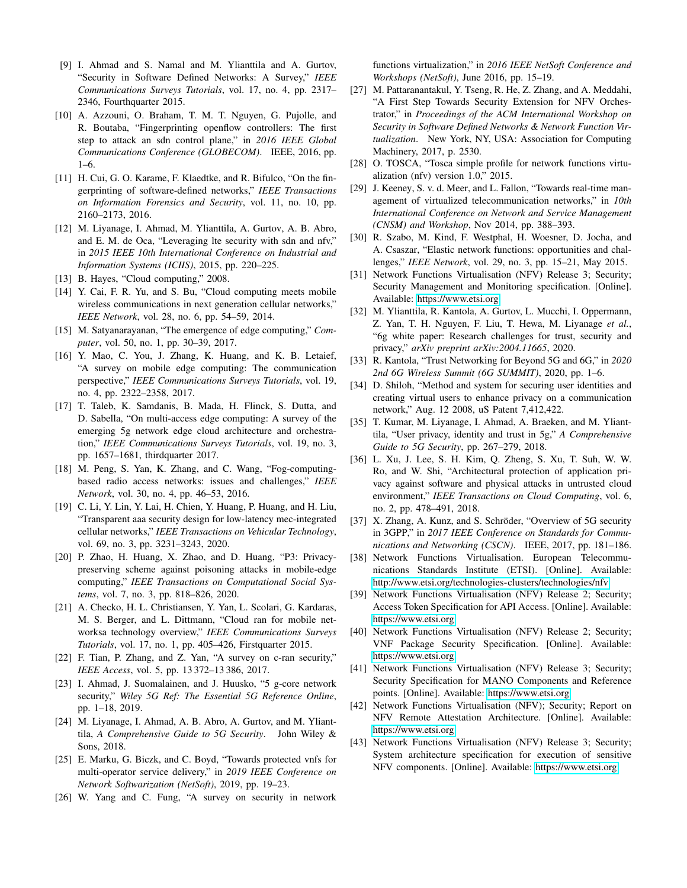[9] I. Ahmad and S. Namal and M. Ylianttila and A. Gurtov, "Security in Software Defined Networks: A Survey," *IEEE Communications Surveys Tutorials*, vol. 17, no. 4, pp. 2317–2346, Fourthquarter 2015.

[10] A. Azzouni, O. Braham, T. M. T. Nguyen, G. Pujolle, and R. Boutaba, "Fingerprinting openflow controllers: The first step to attack an sdn control plane," in *2016 IEEE Global Communications Conference (GLOBECOM)*. IEEE, 2016, pp. 1–6.

[11] H. Cui, G. O. Karame, F. Klaedtke, and R. Bifulco, "On the fingerprinting of software-defined networks," *IEEE Transactions on Information Forensics and Security*, vol. 11, no. 10, pp. 2160–2173, 2016.

[12] M. Liyanage, I. Ahmad, M. Ylianttila, A. Gurtov, A. B. Abro, and E. M. de Oca, "Leveraging lte security with sdn and nfv," in *2015 IEEE 10th International Conference on Industrial and Information Systems (ICIIS)*, 2015, pp. 220–225.

[13] B. Hayes, "Cloud computing," 2008.

[14] Y. Cai, F. R. Yu, and S. Bu, "Cloud computing meets mobile wireless communications in next generation cellular networks," *IEEE Network*, vol. 28, no. 6, pp. 54–59, 2014.

[15] M. Satyanarayanan, "The emergence of edge computing," *Computer*, vol. 50, no. 1, pp. 30–39, 2017.

[16] Y. Mao, C. You, J. Zhang, K. Huang, and K. B. Letaief, "A survey on mobile edge computing: The communication perspective," *IEEE Communications Surveys Tutorials*, vol. 19, no. 4, pp. 2322–2358, 2017.

[17] T. Taleb, K. Samdanis, B. Mada, H. Flinck, S. Dutta, and D. Sabella, "On multi-access edge computing: A survey of the emerging 5g network edge cloud architecture and orchestration," *IEEE Communications Surveys Tutorials*, vol. 19, no. 3, pp. 1657–1681, thirdquarter 2017.

[18] M. Peng, S. Yan, K. Zhang, and C. Wang, "Fog-computing-based radio access networks: issues and challenges," *IEEE Network*, vol. 30, no. 4, pp. 46–53, 2016.

[19] C. Li, Y. Lin, Y. Lai, H. Chien, Y. Huang, P. Huang, and H. Liu, "Transparent aaa security design for low-latency mec-integrated cellular networks," *IEEE Transactions on Vehicular Technology*, vol. 69, no. 3, pp. 3231–3243, 2020.

[20] P. Zhao, H. Huang, X. Zhao, and D. Huang, "P3: Privacy-preserving scheme against poisoning attacks in mobile-edge computing," *IEEE Transactions on Computational Social Systems*, vol. 7, no. 3, pp. 818–826, 2020.

[21] A. Checko, H. L. Christiansen, Y. Yan, L. Scolari, G. Kardaras, M. S. Berger, and L. Dittmann, "Cloud ran for mobile networksa technology overview," *IEEE Communications Surveys Tutorials*, vol. 17, no. 1, pp. 405–426, Firstquarter 2015.

[22] F. Tian, P. Zhang, and Z. Yan, "A survey on c-ran security," *IEEE Access*, vol. 5, pp. 13 372–13 386, 2017.

[23] I. Ahmad, J. Suomalainen, and J. Huusko, "5 g-core network security," *Wiley 5G Ref: The Essential 5G Reference Online*, pp. 1–18, 2019.

[24] M. Liyanage, I. Ahmad, A. B. Abro, A. Gurtov, and M. Ylianttila, *A Comprehensive Guide to 5G Security*. John Wiley & Sons, 2018.

[25] E. Marku, G. Biczk, and C. Boyd, "Towards protected vnfs for multi-operator service delivery," in *2019 IEEE Conference on Network Softwarization (NetSoft)*, 2019, pp. 19–23.

[26] W. Yang and C. Fung, "A survey on security in network functions virtualization," in *2016 IEEE NetSoft Conference and Workshops (NetSoft)*, June 2016, pp. 15–19.

[27] M. Pattaranantakul, Y. Tseng, R. He, Z. Zhang, and A. Meddahi, "A First Step Towards Security Extension for NFV Orchestrator," in *Proceedings of the ACM International Workshop on Security in Software Defined Networks & Network Function Virtualization*. New York, NY, USA: Association for Computing Machinery, 2017, p. 2530.

[28] O. TOSCA, "Tosca simple profile for network functions virtualization (nfv) version 1.0," 2015.

[29] J. Keeney, S. v. d. Meer, and L. Fallon, "Towards real-time management of virtualized telecommunication networks," in *10th International Conference on Network and Service Management (CNSM) and Workshop*, Nov 2014, pp. 388–393.

[30] R. Szabo, M. Kind, F. Westphal, H. Woesner, D. Jocha, and A. Csaszar, "Elastic network functions: opportunities and challenges," *IEEE Network*, vol. 29, no. 3, pp. 15–21, May 2015.

[31] Network Functions Virtualisation (NFV) Release 3; Security; Security Management and Monitoring specification. [Online]. Available: https://www.etsi.org

[32] M. Ylianttila, R. Kantola, A. Gurtov, L. Mucchi, I. Oppermann, Z. Yan, T. H. Nguyen, F. Liu, T. Hewa, M. Liyanage *et al.*, "6g white paper: Research challenges for trust, security and privacy," *arXiv preprint arXiv:2004.11665*, 2020.

[33] R. Kantola, "Trust Networking for Beyond 5G and 6G," in *2020 2nd 6G Wireless Summit (6G SUMMIT)*, 2020, pp. 1–6.

[34] D. Shiloh, "Method and system for securing user identities and creating virtual users to enhance privacy on a communication network," Aug. 12 2008, uS Patent 7,412,422.

[35] T. Kumar, M. Liyanage, I. Ahmad, A. Braeken, and M. Ylianttila, "User privacy, identity and trust in 5g," *A Comprehensive Guide to 5G Security*, pp. 267–279, 2018.

[36] L. Xu, J. Lee, S. H. Kim, Q. Zheng, S. Xu, T. Suh, W. W. Ro, and W. Shi, "Architectural protection of application privacy against software and physical attacks in untrusted cloud environment," *IEEE Transactions on Cloud Computing*, vol. 6, no. 2, pp. 478–491, 2018.

[37] X. Zhang, A. Kunz, and S. Schröder, "Overview of 5G security in 3GPP," in *2017 IEEE Conference on Standards for Communications and Networking (CSCN)*. IEEE, 2017, pp. 181–186.

[38] Network Functions Virtualisation. European Telecommunications Standards Institute (ETSI). [Online]. Available: http://www.etsi.org/technologies-clusters/technologies/nfv

[39] Network Functions Virtualisation (NFV) Release 2; Security; Access Token Specification for API Access. [Online]. Available: https://www.etsi.org

[40] Network Functions Virtualisation (NFV) Release 2; Security; VNF Package Security Specification. [Online]. Available: https://www.etsi.org

[41] Network Functions Virtualisation (NFV) Release 3; Security; Security Specification for MANO Components and Reference points. [Online]. Available: https://www.etsi.org

[42] Network Functions Virtualisation (NFV); Security; Report on NFV Remote Attestation Architecture. [Online]. Available: https://www.etsi.org

[43] Network Functions Virtualisation (NFV) Release 3; Security; System architecture specification for execution of sensitive NFV components. [Online]. Available: https://www.etsi.org